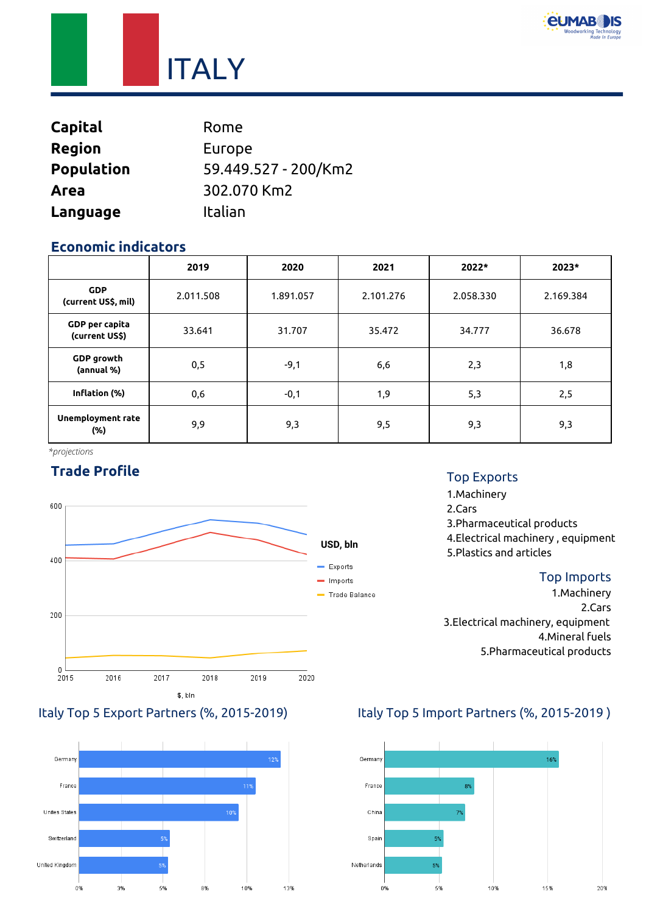# ITALY

**Capital** Rome
**Region** Europe
**Population** 59.449.527 - 200/Km2
**Area** 302.070 Km2
**Language** Italian

## Economic indicators

| | 2019 | 2020 | 2021 | 2022* | 2023* |
|---|---|---|---|---|---|
| **GDP (current US$, mil)** | 2.011.508 | 1.891.057 | 2.101.276 | 2.058.330 | 2.169.384 |
| **GDP per capita (current US$)** | 33.641 | 31.707 | 35.472 | 34.777 | 36.678 |
| **GDP growth (annual %)** | 0,5 | -9,1 | 6,6 | 2,3 | 1,8 |
| **Inflation (%)** | 0,6 | -0,1 | 1,9 | 5,3 | 2,5 |
| **Unemployment rate (%)** | 9,9 | 9,3 | 9,5 | 9,3 | 9,3 |

*projections

## Trade Profile

USD, bln

- Exports
- Imports
- Trade Balance

$, bln

### Top Exports

1. Machinery
2. Cars
3. Pharmaceutical products
4. Electrical machinery , equipment
5. Plastics and articles

### Top Imports

1. Machinery
2. Cars
3. Electrical machinery, equipment
4. Mineral fuels
5. Pharmaceutical products

### Italy Top 5 Export Partners (%, 2015-2019)

| Partner | % |
|---|---|
| Germany | 12% |
| France | 11% |
| Unites States | 10% |
| Switzerland | 5% |
| United Kingdom | 5% |

### Italy Top 5 Import Partners (%, 2015-2019 )

| Partner | % |
|---|---|
| Germany | 16% |
| France | 8% |
| China | 7% |
| Spain | 5% |
| Netherlands | 5% |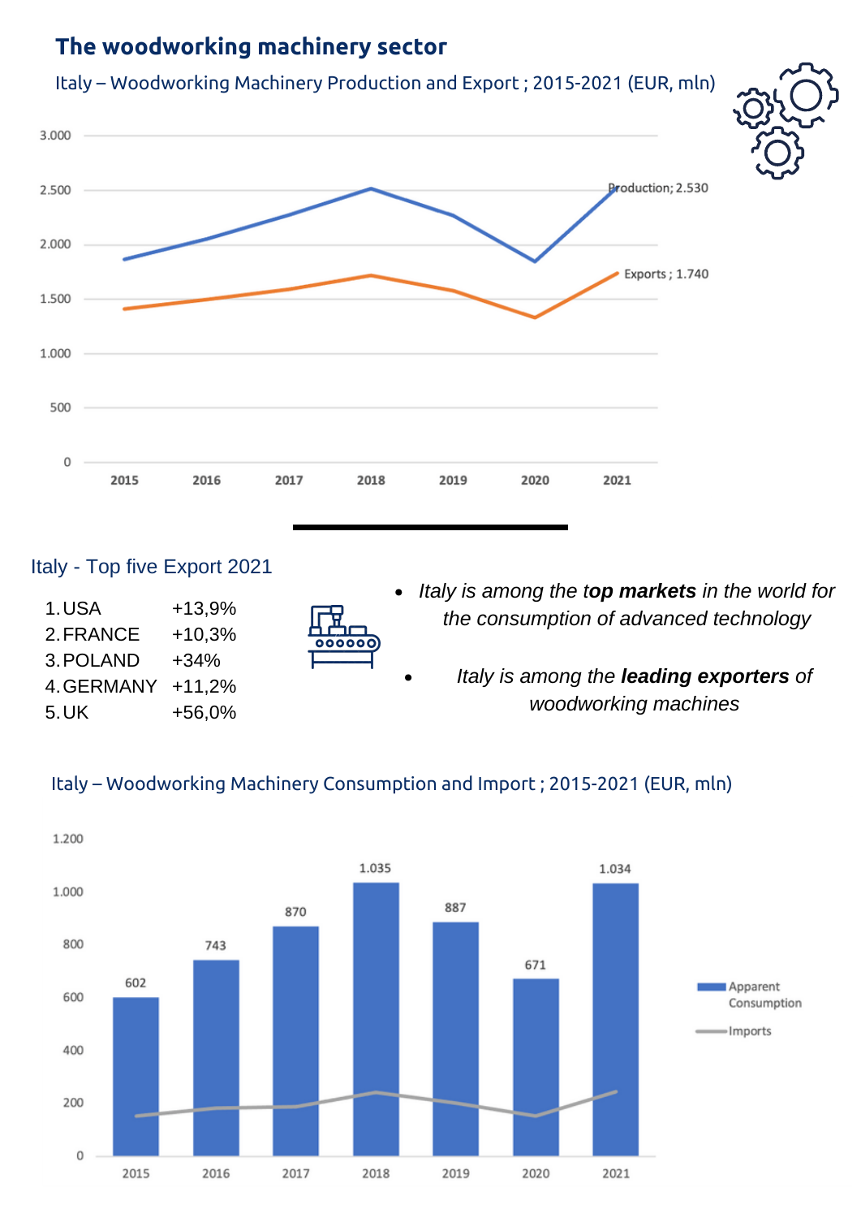# The woodworking machinery sector

Italy – Woodworking Machinery Production and Export ; 2015-2021 (EUR, mln)

Production; 2.530

Exports ; 1.740

## Italy - Top five Export 2021

1. USA +13,9%
2. FRANCE +10,3%
3. POLAND +34%
4. GERMANY +11,2%
5. UK +56,0%

- *Italy is among the **top markets** in the world for the consumption of advanced technology*
- *Italy is among the **leading exporters** of woodworking machines*

Italy – Woodworking Machinery Consumption and Import ; 2015-2021 (EUR, mln)

| | 2015 | 2016 | 2017 | 2018 | 2019 | 2020 | 2021 |
|---|---|---|---|---|---|---|---|
| Apparent Consumption | 602 | 743 | 870 | 1.035 | 887 | 671 | 1.034 |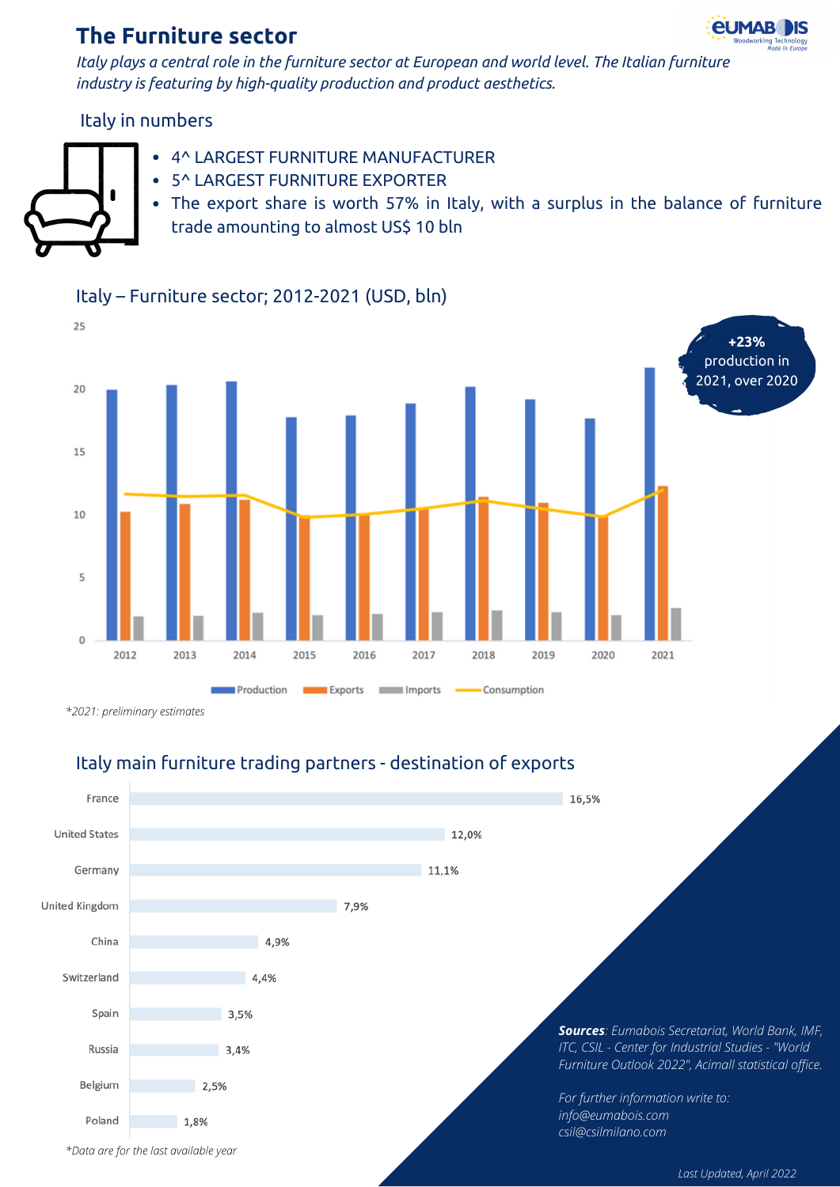# The Furniture sector

*Italy plays a central role in the furniture sector at European and world level. The Italian furniture industry is featuring by high-quality production and product aesthetics.*

## Italy in numbers

- 4^ LARGEST FURNITURE MANUFACTURER
- 5^ LARGEST FURNITURE EXPORTER
- The export share is worth 57% in Italy, with a surplus in the balance of furniture trade amounting to almost US$ 10 bln

## Italy – Furniture sector; 2012-2021 (USD, bln)

25
20
15
10
5
0

2012 2013 2014 2015 2016 2017 2018 2019 2020 2021

Production Exports Imports Consumption

**+23%** production in 2021, over 2020

*\*2021: preliminary estimates*

## Italy main furniture trading partners - destination of exports

France 16,5%
United States 12,0%
Germany 11,1%
United Kingdom 7,9%
China 4,9%
Switzerland 4,4%
Spain 3,5%
Russia 3,4%
Belgium 2,5%
Poland 1,8%

*\*Data are for the last available year*

***Sources***: *Eumabois Secretariat, World Bank, IMF, ITC, CSIL - Center for Industrial Studies - "World Furniture Outlook 2022", Acimall statistical office.*

*For further information write to:*
*info@eumabois.com*
*csil@csilmilano.com*

*Last Updated, April 2022*